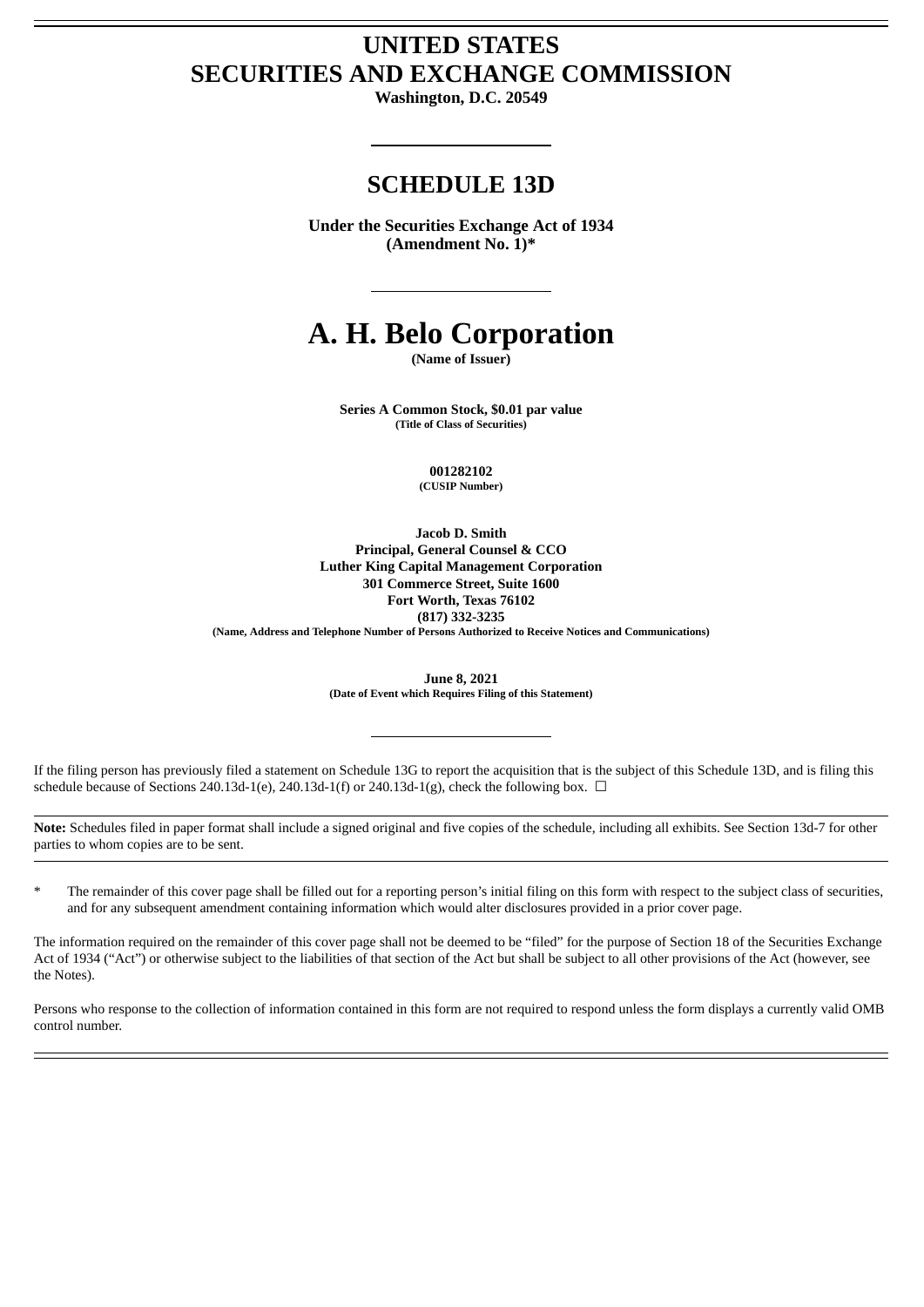# UNITED STATES
# SECURITIES AND EXCHANGE COMMISSION

**Washington, D.C. 20549**

## SCHEDULE 13D

**Under the Securities Exchange Act of 1934**
**(Amendment No. 1)***

# A. H. Belo Corporation

**(Name of Issuer)**

**Series A Common Stock, $0.01 par value**
**(Title of Class of Securities)**

**001282102**
**(CUSIP Number)**

**Jacob D. Smith**
**Principal, General Counsel & CCO**
**Luther King Capital Management Corporation**
**301 Commerce Street, Suite 1600**
**Fort Worth, Texas 76102**
**(817) 332-3235**
**(Name, Address and Telephone Number of Persons Authorized to Receive Notices and Communications)**

**June 8, 2021**
**(Date of Event which Requires Filing of this Statement)**

If the filing person has previously filed a statement on Schedule 13G to report the acquisition that is the subject of this Schedule 13D, and is filing this schedule because of Sections 240.13d-1(e), 240.13d-1(f) or 240.13d-1(g), check the following box. ☐

**Note:** Schedules filed in paper format shall include a signed original and five copies of the schedule, including all exhibits. See Section 13d-7 for other parties to whom copies are to be sent.

\* The remainder of this cover page shall be filled out for a reporting person's initial filing on this form with respect to the subject class of securities, and for any subsequent amendment containing information which would alter disclosures provided in a prior cover page.

The information required on the remainder of this cover page shall not be deemed to be "filed" for the purpose of Section 18 of the Securities Exchange Act of 1934 ("Act") or otherwise subject to the liabilities of that section of the Act but shall be subject to all other provisions of the Act (however, see the Notes).

Persons who response to the collection of information contained in this form are not required to respond unless the form displays a currently valid OMB control number.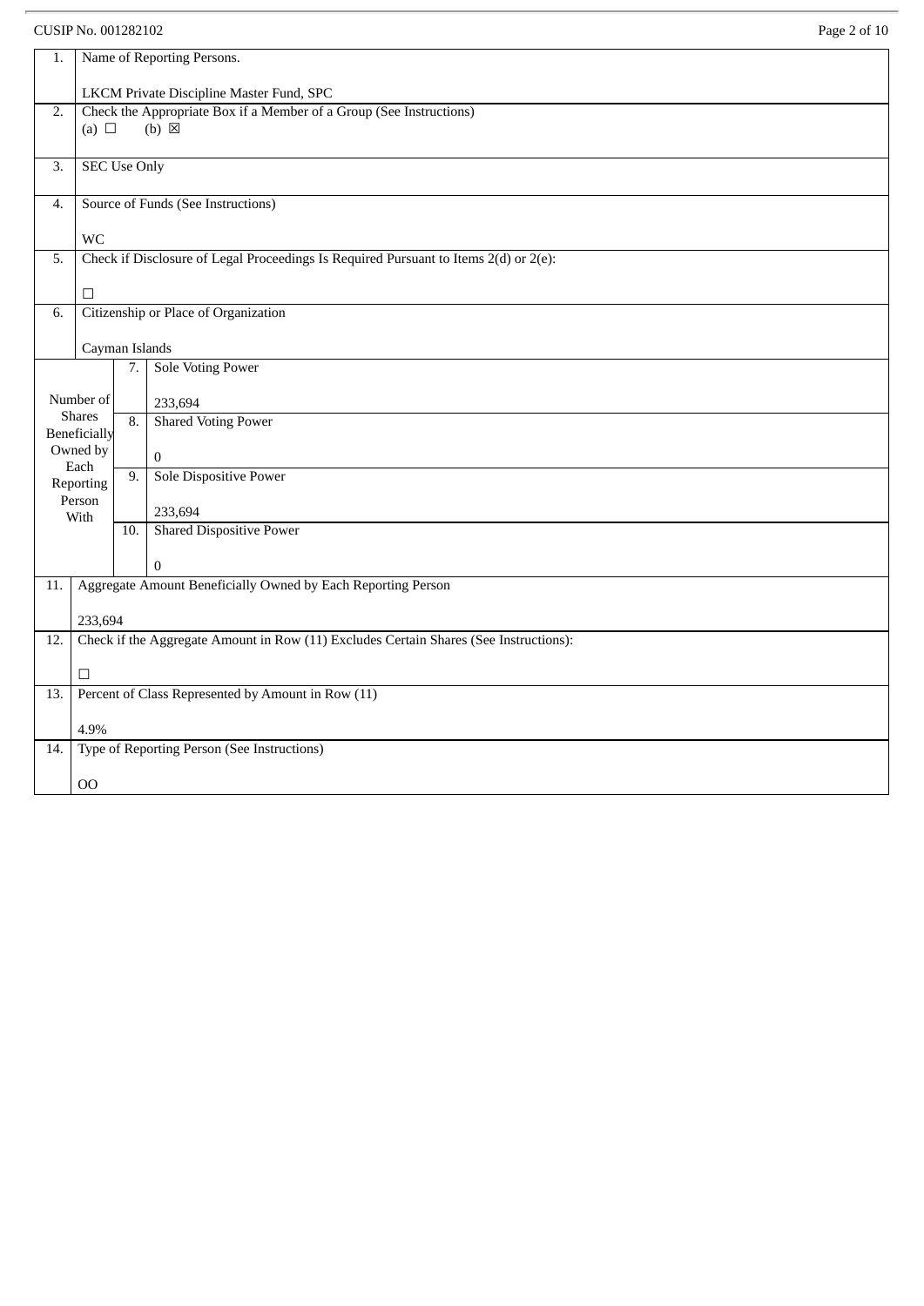CUSIP No. 001282102

| | | | |
|---|---|---|---|
| 1. | Name of Reporting Persons.<br><br>LKCM Private Discipline Master Fund, SPC | | |
| 2. | Check the Appropriate Box if a Member of a Group (See Instructions)<br>(a) ☐ (b) ☒ | | |
| 3. | SEC Use Only | | |
| 4. | Source of Funds (See Instructions)<br><br>WC | | |
| 5. | Check if Disclosure of Legal Proceedings Is Required Pursuant to Items 2(d) or 2(e):<br><br>☐ | | |
| 6. | Citizenship or Place of Organization<br><br>Cayman Islands | | |
| Number of Shares Beneficially Owned by Each Reporting Person With | 7. | Sole Voting Power<br><br>233,694 | |
| | 8. | Shared Voting Power<br><br>0 | |
| | 9. | Sole Dispositive Power<br><br>233,694 | |
| | 10. | Shared Dispositive Power<br><br>0 | |
| 11. | Aggregate Amount Beneficially Owned by Each Reporting Person<br><br>233,694 | | |
| 12. | Check if the Aggregate Amount in Row (11) Excludes Certain Shares (See Instructions):<br><br>☐ | | |
| 13. | Percent of Class Represented by Amount in Row (11)<br><br>4.9% | | |
| 14. | Type of Reporting Person (See Instructions)<br><br>OO | | |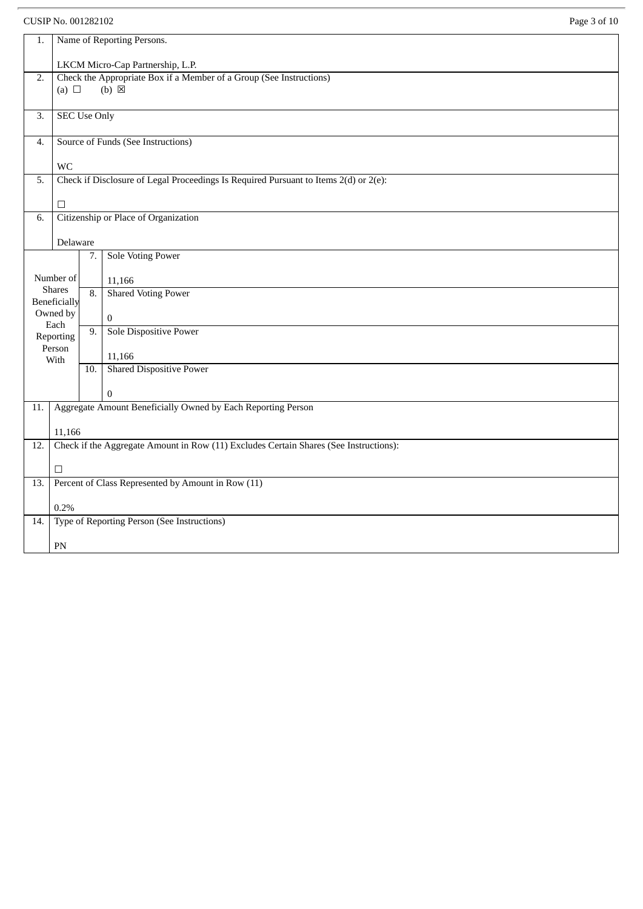CUSIP No. 001282102

| | | | |
|---|---|---|---|
| 1. | Name of Reporting Persons.<br><br>LKCM Micro-Cap Partnership, L.P. | | |
| 2. | Check the Appropriate Box if a Member of a Group (See Instructions)<br>(a) ☐ (b) ☒ | | |
| 3. | SEC Use Only | | |
| 4. | Source of Funds (See Instructions)<br><br>WC | | |
| 5. | Check if Disclosure of Legal Proceedings Is Required Pursuant to Items 2(d) or 2(e):<br><br>☐ | | |
| 6. | Citizenship or Place of Organization<br><br>Delaware | | |
| Number of Shares Beneficially Owned by Each Reporting Person With | | 7. | Sole Voting Power<br><br>11,166 |
| | | 8. | Shared Voting Power<br><br>0 |
| | | 9. | Sole Dispositive Power<br><br>11,166 |
| | | 10. | Shared Dispositive Power<br><br>0 |
| 11. | Aggregate Amount Beneficially Owned by Each Reporting Person<br><br>11,166 | | |
| 12. | Check if the Aggregate Amount in Row (11) Excludes Certain Shares (See Instructions):<br><br>☐ | | |
| 13. | Percent of Class Represented by Amount in Row (11)<br><br>0.2% | | |
| 14. | Type of Reporting Person (See Instructions)<br><br>PN | | |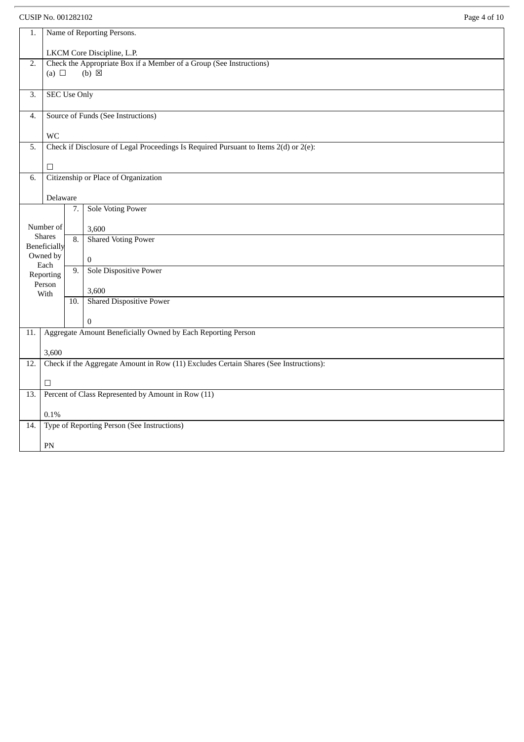CUSIP No. 001282102

| | | | |
|---|---|---|---|
| 1. | Name of Reporting Persons.<br><br>LKCM Core Discipline, L.P. | | |
| 2. | Check the Appropriate Box if a Member of a Group (See Instructions)<br>(a) ☐ (b) ☒ | | |
| 3. | SEC Use Only | | |
| 4. | Source of Funds (See Instructions)<br><br>WC | | |
| 5. | Check if Disclosure of Legal Proceedings Is Required Pursuant to Items 2(d) or 2(e):<br><br>☐ | | |
| 6. | Citizenship or Place of Organization<br><br>Delaware | | |
| Number of Shares Beneficially Owned by Each Reporting Person With | | 7. | Sole Voting Power<br><br>3,600 |
| | | 8. | Shared Voting Power<br><br>0 |
| | | 9. | Sole Dispositive Power<br><br>3,600 |
| | | 10. | Shared Dispositive Power<br><br>0 |
| 11. | Aggregate Amount Beneficially Owned by Each Reporting Person<br><br>3,600 | | |
| 12. | Check if the Aggregate Amount in Row (11) Excludes Certain Shares (See Instructions):<br><br>☐ | | |
| 13. | Percent of Class Represented by Amount in Row (11)<br><br>0.1% | | |
| 14. | Type of Reporting Person (See Instructions)<br><br>PN | | |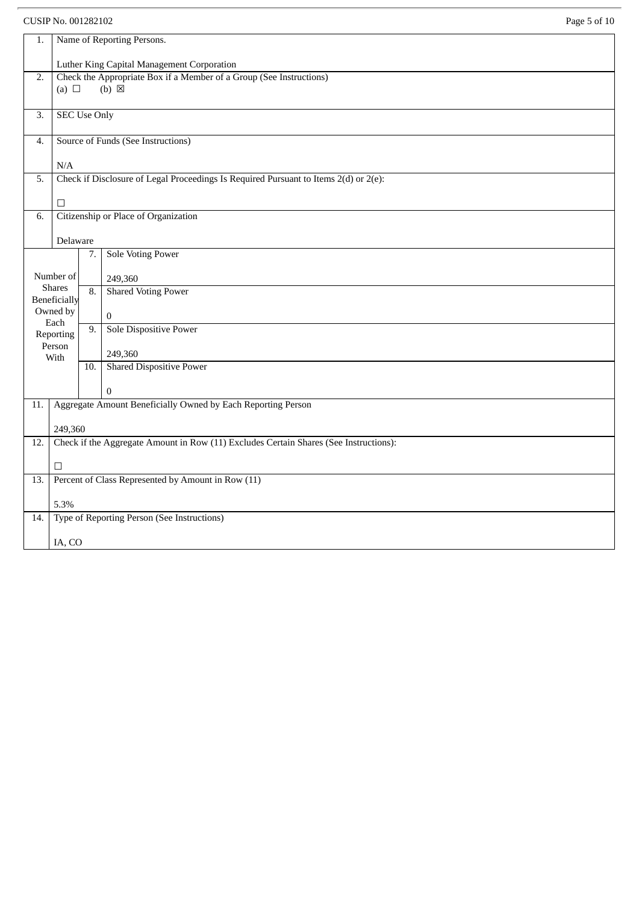CUSIP No. 001282102

| 1. | Name of Reporting Persons.<br><br>Luther King Capital Management Corporation | |
|---|---|---|
| 2. | Check the Appropriate Box if a Member of a Group (See Instructions)<br>(a) ☐ (b) ☒ | |
| 3. | SEC Use Only | |
| 4. | Source of Funds (See Instructions)<br><br>N/A | |
| 5. | Check if Disclosure of Legal Proceedings Is Required Pursuant to Items 2(d) or 2(e):<br><br>☐ | |
| 6. | Citizenship or Place of Organization<br><br>Delaware | |
| Number of Shares Beneficially Owned by Each Reporting Person With | 7. | Sole Voting Power<br><br>249,360 |
| | 8. | Shared Voting Power<br><br>0 |
| | 9. | Sole Dispositive Power<br><br>249,360 |
| | 10. | Shared Dispositive Power<br><br>0 |
| 11. | Aggregate Amount Beneficially Owned by Each Reporting Person<br><br>249,360 | |
| 12. | Check if the Aggregate Amount in Row (11) Excludes Certain Shares (See Instructions):<br><br>☐ | |
| 13. | Percent of Class Represented by Amount in Row (11)<br><br>5.3% | |
| 14. | Type of Reporting Person (See Instructions)<br><br>IA, CO | |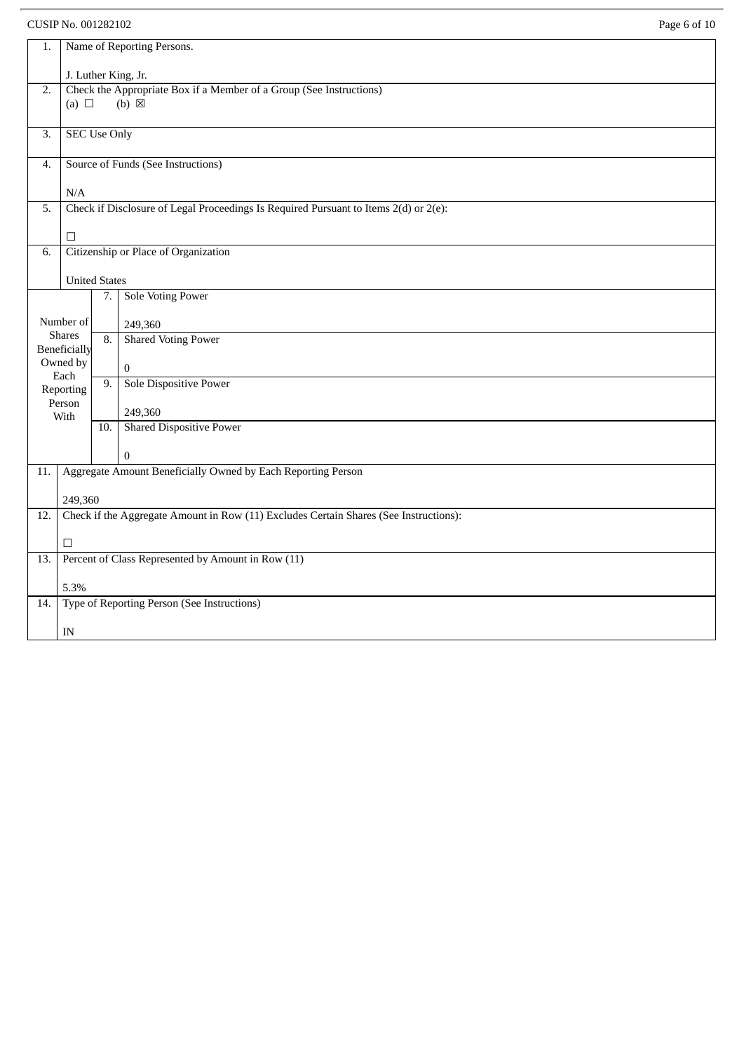CUSIP No. 001282102

| | | | |
|---|---|---|---|
| 1. | Name of Reporting Persons.<br><br>J. Luther King, Jr. | | |
| 2. | Check the Appropriate Box if a Member of a Group (See Instructions)<br>(a) ☐ (b) ☒ | | |
| 3. | SEC Use Only | | |
| 4. | Source of Funds (See Instructions)<br><br>N/A | | |
| 5. | Check if Disclosure of Legal Proceedings Is Required Pursuant to Items 2(d) or 2(e):<br><br>☐ | | |
| 6. | Citizenship or Place of Organization<br><br>United States | | |
| Number of Shares Beneficially Owned by Each Reporting Person With | | 7. | Sole Voting Power<br><br>249,360 |
| | | 8. | Shared Voting Power<br><br>0 |
| | | 9. | Sole Dispositive Power<br><br>249,360 |
| | | 10. | Shared Dispositive Power<br><br>0 |
| 11. | Aggregate Amount Beneficially Owned by Each Reporting Person<br><br>249,360 | | |
| 12. | Check if the Aggregate Amount in Row (11) Excludes Certain Shares (See Instructions):<br><br>☐ | | |
| 13. | Percent of Class Represented by Amount in Row (11)<br><br>5.3% | | |
| 14. | Type of Reporting Person (See Instructions)<br><br>IN | | |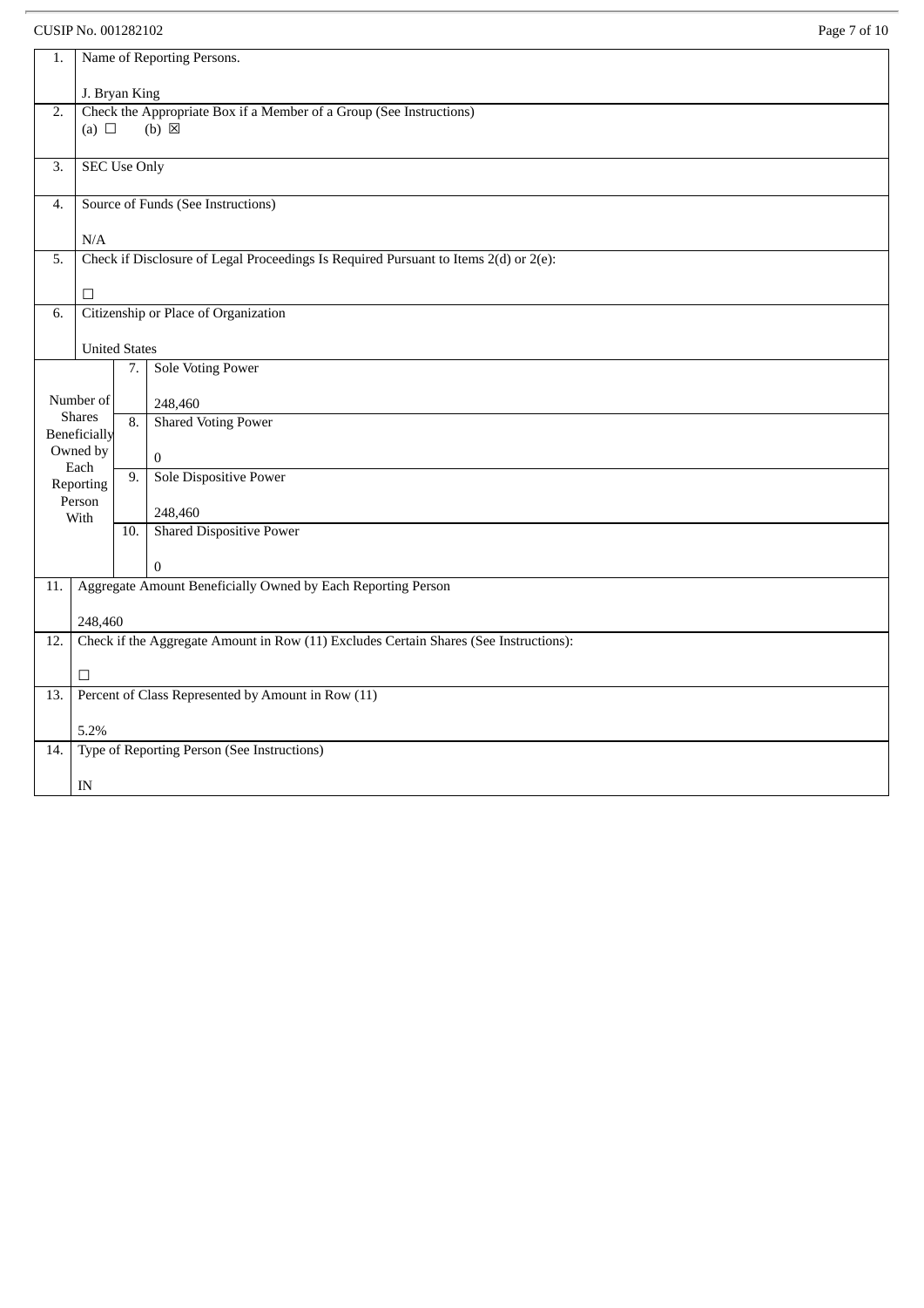CUSIP No. 001282102

| | | | |
|---|---|---|---|
| 1. | Name of Reporting Persons.<br><br>J. Bryan King | | |
| 2. | Check the Appropriate Box if a Member of a Group (See Instructions)<br>(a) ☐ (b) ☒ | | |
| 3. | SEC Use Only | | |
| 4. | Source of Funds (See Instructions)<br><br>N/A | | |
| 5. | Check if Disclosure of Legal Proceedings Is Required Pursuant to Items 2(d) or 2(e):<br><br>☐ | | |
| 6. | Citizenship or Place of Organization<br><br>United States | | |
| Number of Shares Beneficially Owned by Each Reporting Person With | | 7. | Sole Voting Power<br><br>248,460 |
| | | 8. | Shared Voting Power<br><br>0 |
| | | 9. | Sole Dispositive Power<br><br>248,460 |
| | | 10. | Shared Dispositive Power<br><br>0 |
| 11. | Aggregate Amount Beneficially Owned by Each Reporting Person<br><br>248,460 | | |
| 12. | Check if the Aggregate Amount in Row (11) Excludes Certain Shares (See Instructions):<br><br>☐ | | |
| 13. | Percent of Class Represented by Amount in Row (11)<br><br>5.2% | | |
| 14. | Type of Reporting Person (See Instructions)<br><br>IN | | |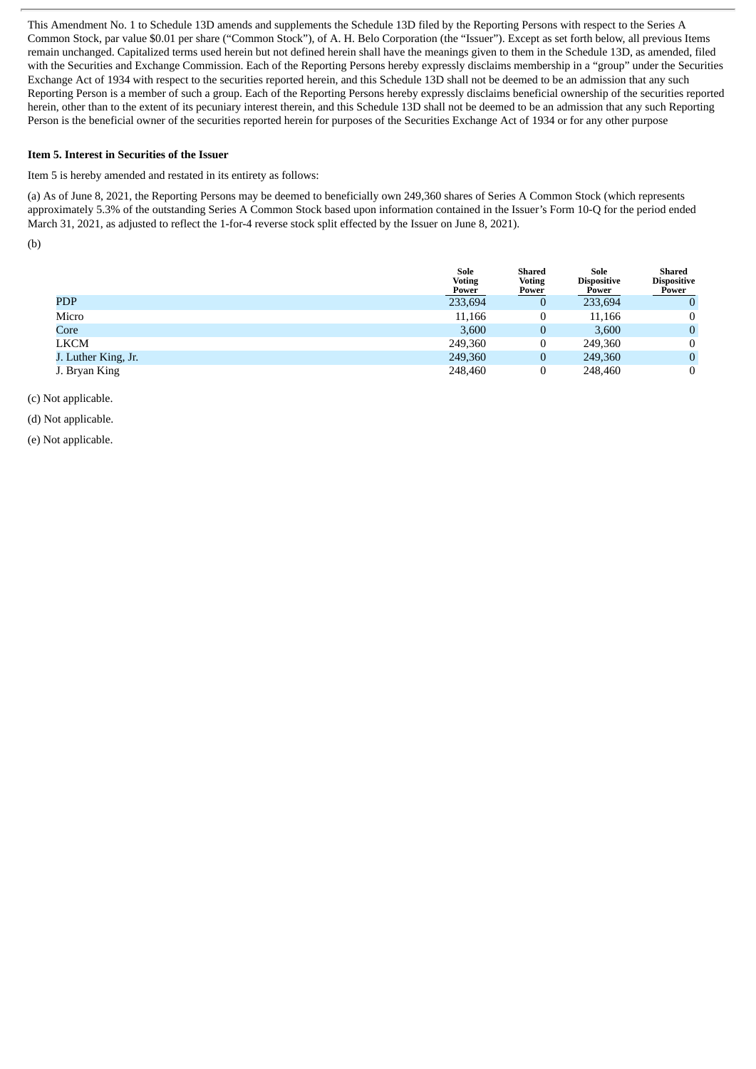This Amendment No. 1 to Schedule 13D amends and supplements the Schedule 13D filed by the Reporting Persons with respect to the Series A Common Stock, par value $0.01 per share ("Common Stock"), of A. H. Belo Corporation (the "Issuer"). Except as set forth below, all previous Items remain unchanged. Capitalized terms used herein but not defined herein shall have the meanings given to them in the Schedule 13D, as amended, filed with the Securities and Exchange Commission. Each of the Reporting Persons hereby expressly disclaims membership in a "group" under the Securities Exchange Act of 1934 with respect to the securities reported herein, and this Schedule 13D shall not be deemed to be an admission that any such Reporting Person is a member of such a group. Each of the Reporting Persons hereby expressly disclaims beneficial ownership of the securities reported herein, other than to the extent of its pecuniary interest therein, and this Schedule 13D shall not be deemed to be an admission that any such Reporting Person is the beneficial owner of the securities reported herein for purposes of the Securities Exchange Act of 1934 or for any other purpose

**Item 5. Interest in Securities of the Issuer**

Item 5 is hereby amended and restated in its entirety as follows:

(a) As of June 8, 2021, the Reporting Persons may be deemed to beneficially own 249,360 shares of Series A Common Stock (which represents approximately 5.3% of the outstanding Series A Common Stock based upon information contained in the Issuer's Form 10-Q for the period ended March 31, 2021, as adjusted to reflect the 1-for-4 reverse stock split effected by the Issuer on June 8, 2021).

(b)

| | Sole Voting Power | Shared Voting Power | Sole Dispositive Power | Shared Dispositive Power |
|---|---|---|---|---|
| PDP | 233,694 | 0 | 233,694 | 0 |
| Micro | 11,166 | 0 | 11,166 | 0 |
| Core | 3,600 | 0 | 3,600 | 0 |
| LKCM | 249,360 | 0 | 249,360 | 0 |
| J. Luther King, Jr. | 249,360 | 0 | 249,360 | 0 |
| J. Bryan King | 248,460 | 0 | 248,460 | 0 |

(c) Not applicable.

(d) Not applicable.

(e) Not applicable.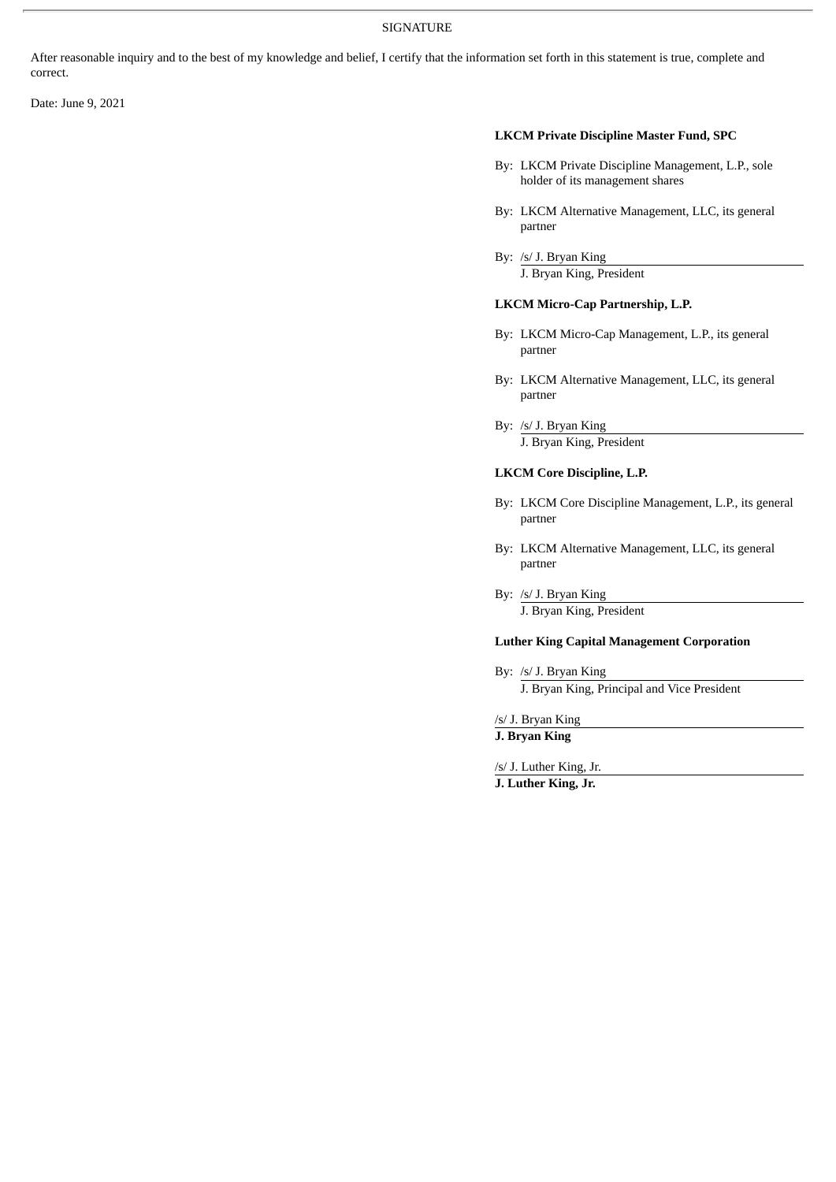SIGNATURE

After reasonable inquiry and to the best of my knowledge and belief, I certify that the information set forth in this statement is true, complete and correct.

Date: June 9, 2021

**LKCM Private Discipline Master Fund, SPC**

By: LKCM Private Discipline Management, L.P., sole holder of its management shares

By: LKCM Alternative Management, LLC, its general partner

By: /s/ J. Bryan King
J. Bryan King, President

**LKCM Micro-Cap Partnership, L.P.**

By: LKCM Micro-Cap Management, L.P., its general partner

By: LKCM Alternative Management, LLC, its general partner

By: /s/ J. Bryan King
J. Bryan King, President

**LKCM Core Discipline, L.P.**

By: LKCM Core Discipline Management, L.P., its general partner

By: LKCM Alternative Management, LLC, its general partner

By: /s/ J. Bryan King
J. Bryan King, President

**Luther King Capital Management Corporation**

By: /s/ J. Bryan King
J. Bryan King, Principal and Vice President

/s/ J. Bryan King
**J. Bryan King**

/s/ J. Luther King, Jr.
**J. Luther King, Jr.**